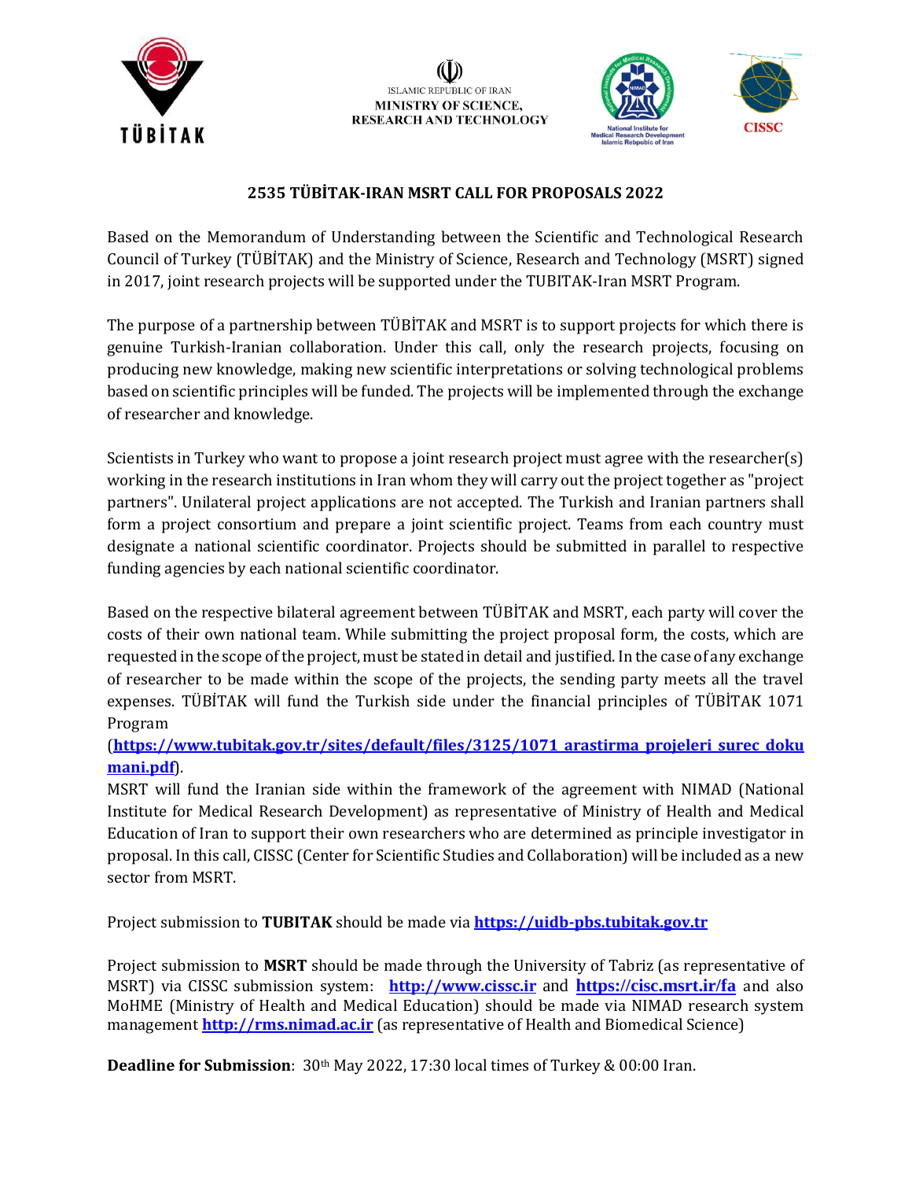ISLAMIC REPUBLIC OF IRAN
MINISTRY OF SCIENCE, RESEARCH AND TECHNOLOGY

National Institute for Medical Research Development Islamic Rebpublic of Iran

CISSC

# 2535 TÜBİTAK-IRAN MSRT CALL FOR PROPOSALS 2022

Based on the Memorandum of Understanding between the Scientific and Technological Research Council of Turkey (TÜBİTAK) and the Ministry of Science, Research and Technology (MSRT) signed in 2017, joint research projects will be supported under the TUBITAK-Iran MSRT Program.

The purpose of a partnership between TÜBİTAK and MSRT is to support projects for which there is genuine Turkish-Iranian collaboration. Under this call, only the research projects, focusing on producing new knowledge, making new scientific interpretations or solving technological problems based on scientific principles will be funded. The projects will be implemented through the exchange of researcher and knowledge.

Scientists in Turkey who want to propose a joint research project must agree with the researcher(s) working in the research institutions in Iran whom they will carry out the project together as "project partners". Unilateral project applications are not accepted. The Turkish and Iranian partners shall form a project consortium and prepare a joint scientific project. Teams from each country must designate a national scientific coordinator. Projects should be submitted in parallel to respective funding agencies by each national scientific coordinator.

Based on the respective bilateral agreement between TÜBİTAK and MSRT, each party will cover the costs of their own national team. While submitting the project proposal form, the costs, which are requested in the scope of the project, must be stated in detail and justified. In the case of any exchange of researcher to be made within the scope of the projects, the sending party meets all the travel expenses. TÜBİTAK will fund the Turkish side under the financial principles of TÜBİTAK 1071 Program
(**https://www.tubitak.gov.tr/sites/default/files/3125/1071_arastirma_projeleri_surec_dokumani.pdf**).
MSRT will fund the Iranian side within the framework of the agreement with NIMAD (National Institute for Medical Research Development) as representative of Ministry of Health and Medical Education of Iran to support their own researchers who are determined as principle investigator in proposal. In this call, CISSC (Center for Scientific Studies and Collaboration) will be included as a new sector from MSRT.

Project submission to **TUBITAK** should be made via **https://uidb-pbs.tubitak.gov.tr**

Project submission to **MSRT** should be made through the University of Tabriz (as representative of MSRT) via CISSC submission system: **http://www.cissc.ir** and **https://cisc.msrt.ir/fa** and also MoHME (Ministry of Health and Medical Education) should be made via NIMAD research system management **http://rms.nimad.ac.ir** (as representative of Health and Biomedical Science)

**Deadline for Submission**: 30th May 2022, 17:30 local times of Turkey & 00:00 Iran.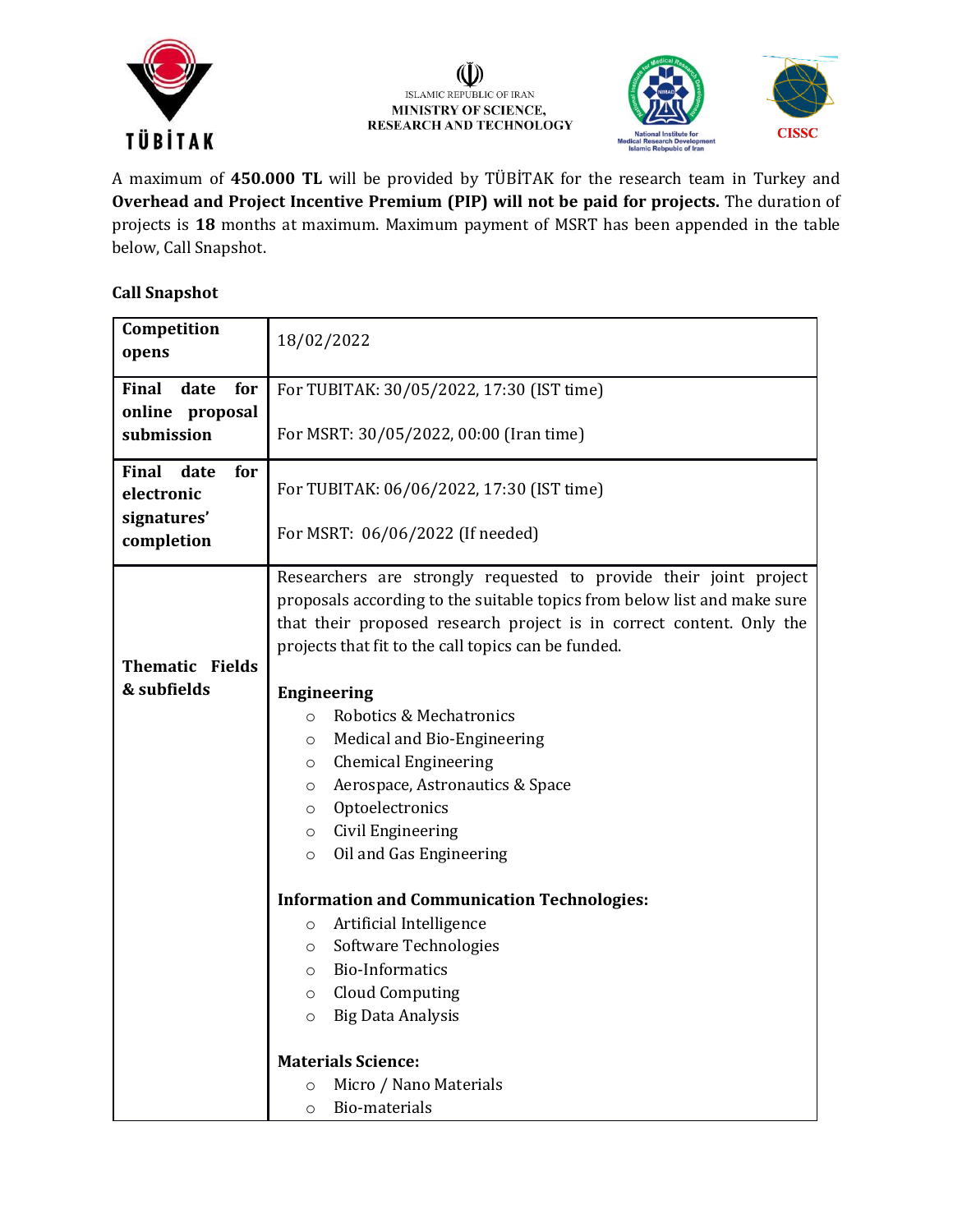A maximum of **450.000 TL** will be provided by TÜBİTAK for the research team in Turkey and **Overhead and Project Incentive Premium (PIP) will not be paid for projects.** The duration of projects is **18** months at maximum. Maximum payment of MSRT has been appended in the table below, Call Snapshot.

**Call Snapshot**

| | |
|---|---|
| **Competition opens** | 18/02/2022 |
| **Final date for online proposal submission** | For TUBITAK: 30/05/2022, 17:30 (IST time)<br><br>For MSRT: 30/05/2022, 00:00 (Iran time) |
| **Final date for electronic signatures' completion** | For TUBITAK: 06/06/2022, 17:30 (IST time)<br><br>For MSRT: 06/06/2022 (If needed) |
| **Thematic Fields & subfields** | Researchers are strongly requested to provide their joint project proposals according to the suitable topics from below list and make sure that their proposed research project is in correct content. Only the projects that fit to the call topics can be funded.<br><br>**Engineering**<br>○ Robotics & Mechatronics<br>○ Medical and Bio-Engineering<br>○ Chemical Engineering<br>○ Aerospace, Astronautics & Space<br>○ Optoelectronics<br>○ Civil Engineering<br>○ Oil and Gas Engineering<br><br>**Information and Communication Technologies:**<br>○ Artificial Intelligence<br>○ Software Technologies<br>○ Bio-Informatics<br>○ Cloud Computing<br>○ Big Data Analysis<br><br>**Materials Science:**<br>○ Micro / Nano Materials<br>○ Bio-materials |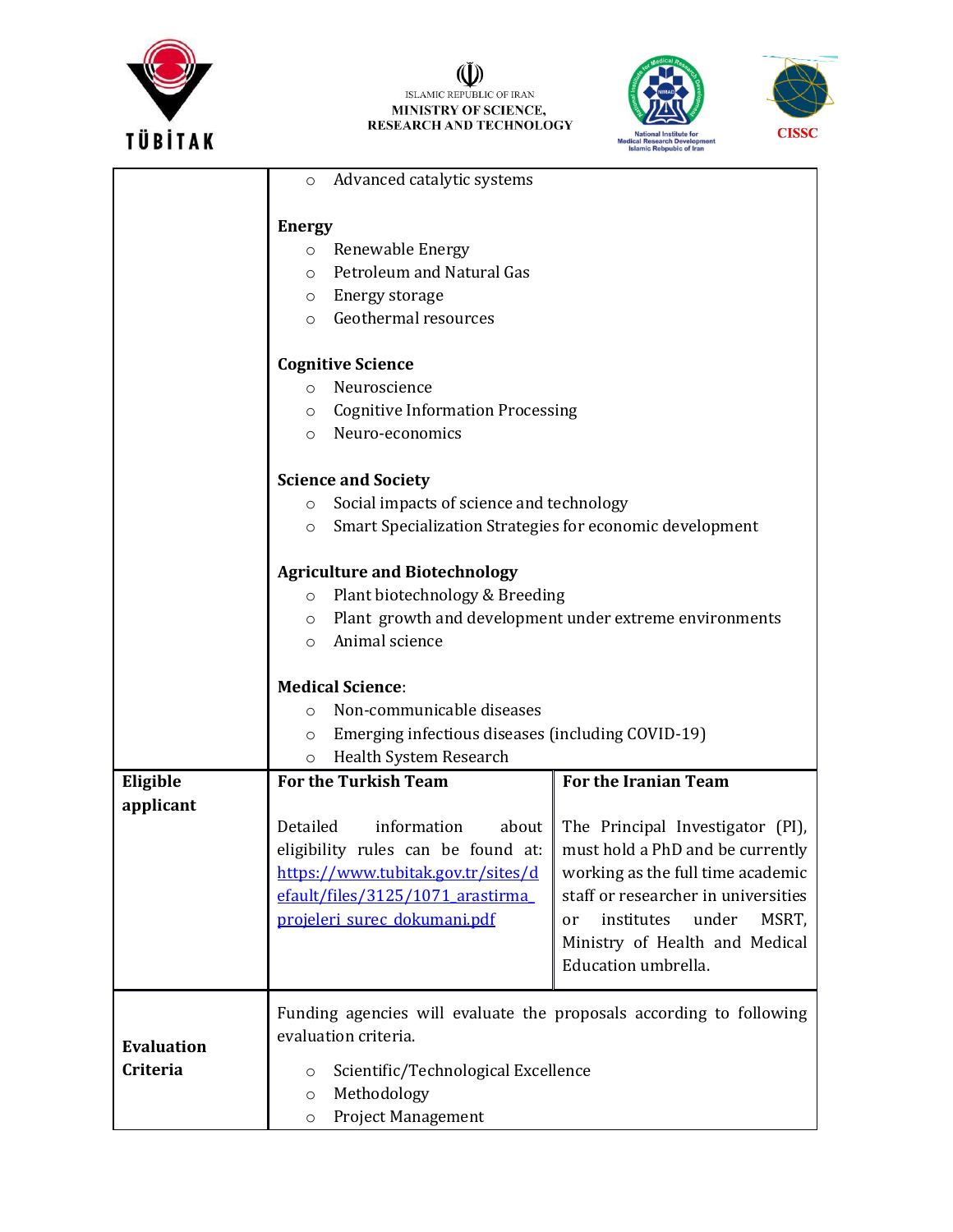| | | |
|---|---|---|
| | ○ Advanced catalytic systems<br><br>**Energy**<br>○ Renewable Energy<br>○ Petroleum and Natural Gas<br>○ Energy storage<br>○ Geothermal resources<br><br>**Cognitive Science**<br>○ Neuroscience<br>○ Cognitive Information Processing<br>○ Neuro-economics<br><br>**Science and Society**<br>○ Social impacts of science and technology<br>○ Smart Specialization Strategies for economic development<br><br>**Agriculture and Biotechnology**<br>○ Plant biotechnology & Breeding<br>○ Plant growth and development under extreme environments<br>○ Animal science<br><br>**Medical Science**:<br>○ Non-communicable diseases<br>○ Emerging infectious diseases (including COVID-19)<br>○ Health System Research | |
| **Eligible applicant** | **For the Turkish Team**<br><br>Detailed information about eligibility rules can be found at: [https://www.tubitak.gov.tr/sites/default/files/3125/1071_arastirma_projeleri_surec_dokumani.pdf](https://www.tubitak.gov.tr/sites/default/files/3125/1071_arastirma_projeleri_surec_dokumani.pdf) | **For the Iranian Team**<br><br>The Principal Investigator (PI), must hold a PhD and be currently working as the full time academic staff or researcher in universities or institutes under MSRT, Ministry of Health and Medical Education umbrella. |
| **Evaluation Criteria** | Funding agencies will evaluate the proposals according to following evaluation criteria.<br><br>○ Scientific/Technological Excellence<br>○ Methodology<br>○ Project Management | |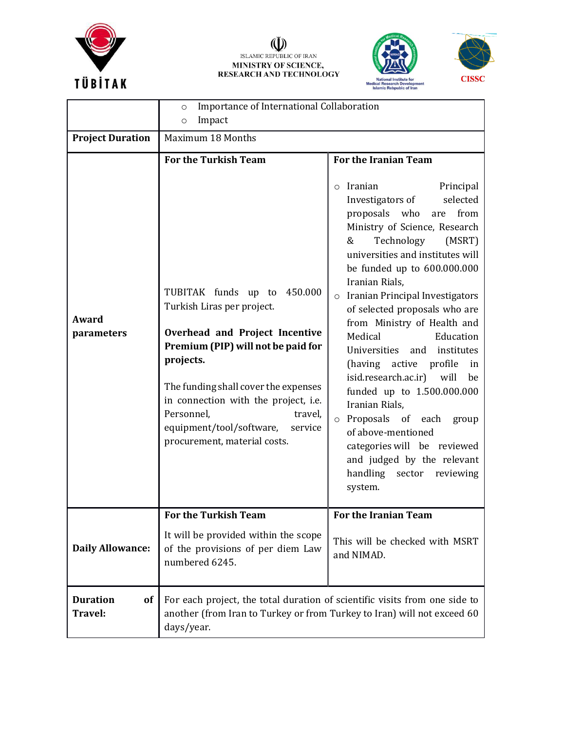| | | |
|---|---|---|
| | ○ Importance of International Collaboration<br>○ Impact | |
| **Project Duration** | Maximum 18 Months | |
| **Award parameters** | **For the Turkish Team**<br><br>TUBITAK funds up to 450.000 Turkish Liras per project.<br><br>**Overhead and Project Incentive Premium (PIP) will not be paid for projects.**<br><br>The funding shall cover the expenses in connection with the project, i.e. Personnel, travel, equipment/tool/software, service procurement, material costs. | **For the Iranian Team**<br><br>○ Iranian Principal Investigators of selected proposals who are from Ministry of Science, Research & Technology (MSRT) universities and institutes will be funded up to 600.000.000 Iranian Rials,<br>○ Iranian Principal Investigators of selected proposals who are from Ministry of Health and Medical Education Universities and institutes (having active profile in isid.research.ac.ir) will be funded up to 1.500.000.000 Iranian Rials,<br>○ Proposals of each group of above-mentioned categories will be reviewed and judged by the relevant handling sector reviewing system. |
| **Daily Allowance:** | **For the Turkish Team**<br><br>It will be provided within the scope of the provisions of per diem Law numbered 6245. | **For the Iranian Team**<br><br>This will be checked with MSRT and NIMAD. |
| **Duration of Travel:** | For each project, the total duration of scientific visits from one side to another (from Iran to Turkey or from Turkey to Iran) will not exceed 60 days/year. | |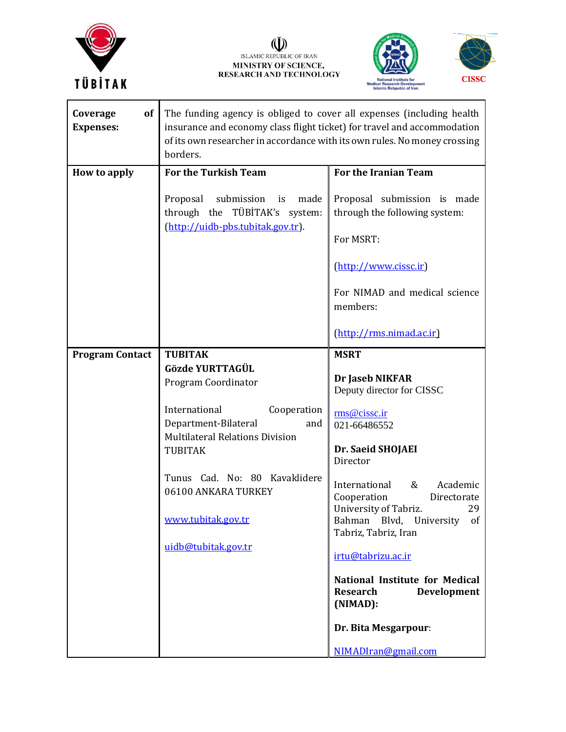ISLAMIC REPUBLIC OF IRAN
MINISTRY OF SCIENCE, RESEARCH AND TECHNOLOGY

National Institute for Medical Research Development Islamic Rebpublic of Iran

CISSC

| | | |
|---|---|---|
| **Coverage of Expenses:** | The funding agency is obliged to cover all expenses (including health insurance and economy class flight ticket) for travel and accommodation of its own researcher in accordance with its own rules. No money crossing borders. | |
| **How to apply** | **For the Turkish Team**<br><br>Proposal submission is made through the TÜBİTAK's system: (http://uidb-pbs.tubitak.gov.tr). | **For the Iranian Team**<br><br>Proposal submission is made through the following system:<br><br>For MSRT:<br><br>(http://www.cissc.ir)<br><br>For NIMAD and medical science members:<br><br>(http://rms.nimad.ac.ir) |
| **Program Contact** | **TUBITAK**<br>**Gözde YURTTAGÜL**<br>Program Coordinator<br><br>International Cooperation Department-Bilateral and Multilateral Relations Division TUBITAK<br><br>Tunus Cad. No: 80 Kavaklidere 06100 ANKARA TURKEY<br><br>www.tubitak.gov.tr<br><br>uidb@tubitak.gov.tr | **MSRT**<br><br>**Dr Jaseb NIKFAR**<br>Deputy director for CISSC<br><br>rms@cissc.ir<br>021-66486552<br><br>**Dr. Saeid SHOJAEI**<br>Director<br><br>International & Academic Cooperation Directorate University of Tabriz. 29 Bahman Blvd, University of Tabriz, Tabriz, Iran<br><br>irtu@tabrizu.ac.ir<br><br>**National Institute for Medical Research Development (NIMAD):**<br><br>**Dr. Bita Mesgarpour**:<br><br>NIMADIran@gmail.com |